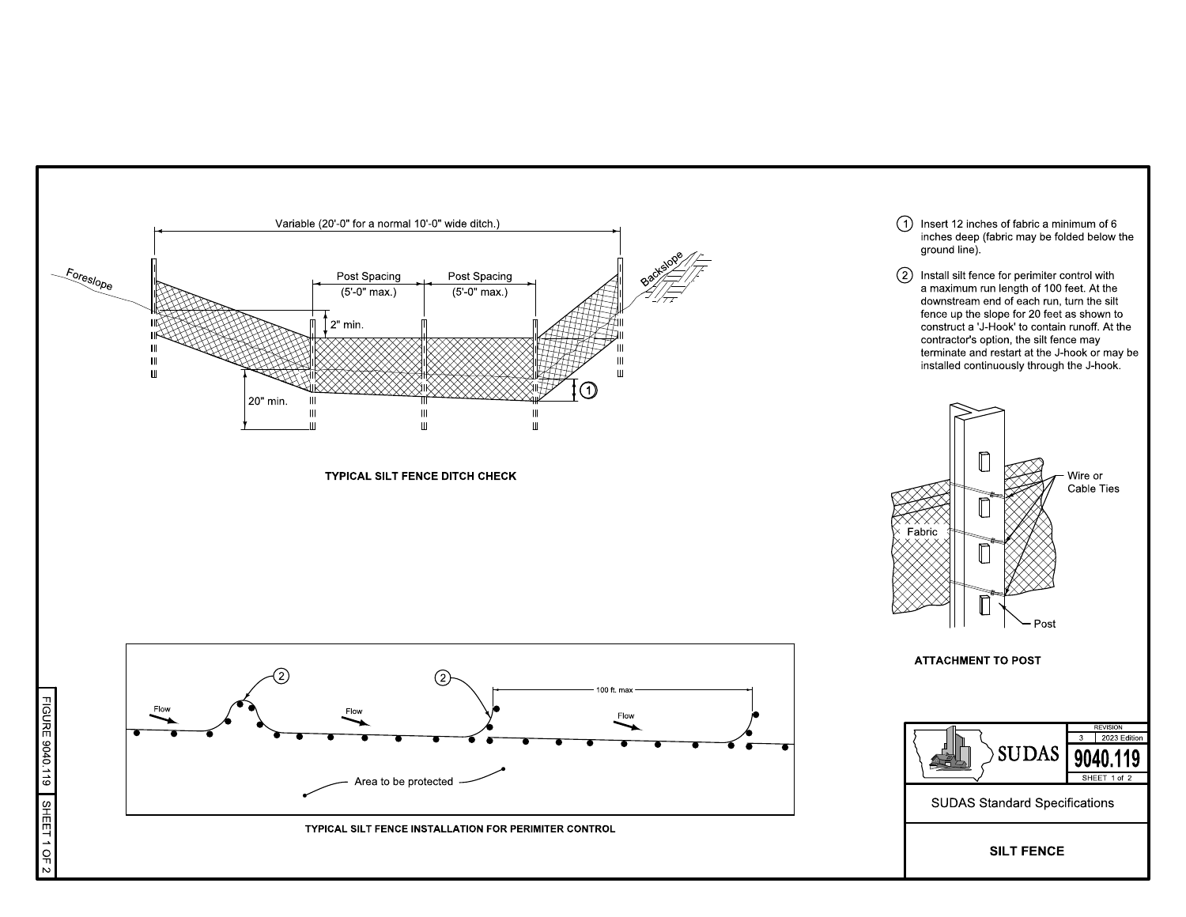Variable (20'-0" for a normal 10'-0" wide ditch.)

Foreslope

Backslope

Post Spacing (5'-0" max.)

Post Spacing (5'-0" max.)

2" min.

20" min.

1

**TYPICAL SILT FENCE DITCH CHECK**

1. Insert 12 inches of fabric a minimum of 6 inches deep (fabric may be folded below the ground line).

2. Install silt fence for perimiter control with a maximum run length of 100 feet. At the downstream end of each run, turn the silt fence up the slope for 20 feet as shown to construct a 'J-Hook' to contain runoff. At the contractor's option, the silt fence may terminate and restart at the J-hook or may be installed continuously through the J-hook.

Wire or Cable Ties

Fabric

Post

**ATTACHMENT TO POST**

Flow

Flow

Flow

2

2

100 ft. max

Area to be protected

**TYPICAL SILT FENCE INSTALLATION FOR PERIMITER CONTROL**

SUDAS

REVISION 3 | 2023 Edition

**9040.119**

SUDAS Standard Specifications

**SILT FENCE**

FIGURE 9040.119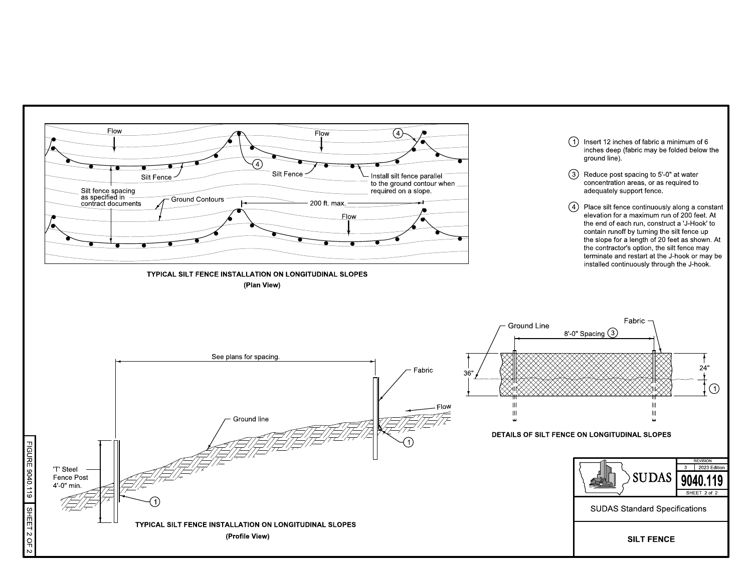Flow

Flow

Flow

Silt Fence

Silt Fence

Install silt fence parallel to the ground contour when required on a slope.

Silt fence spacing as specified in contract documents

Ground Contours

200 ft. max.

**TYPICAL SILT FENCE INSTALLATION ON LONGITUDINAL SLOPES**
**(Plan View)**

1. Insert 12 inches of fabric a minimum of 6 inches deep (fabric may be folded below the ground line).

3. Reduce post spacing to 5'-0" at water concentration areas, or as required to adequately support fence.

4. Place silt fence continuously along a constant elevation for a maximum run of 200 feet. At the end of each run, construct a 'J-Hook' to contain runoff by turning the silt fence up the slope for a length of 20 feet as shown. At the contractor's option, the silt fence may terminate and restart at the J-hook or may be installed continuously through the J-hook.

See plans for spacing.

Fabric

Flow

Ground line

'T' Steel Fence Post 4'-0" min.

**TYPICAL SILT FENCE INSTALLATION ON LONGITUDINAL SLOPES**
**(Profile View)**

Ground Line

Fabric

8'-0" Spacing (3)

36"

24"

**DETAILS OF SILT FENCE ON LONGITUDINAL SLOPES**

SUDAS

REVISION 3 | 2023 Edition

**9040.119**

SHEET 2 of 2

SUDAS Standard Specifications

**SILT FENCE**

FIGURE 9040.119 | SHEET 2 OF 2